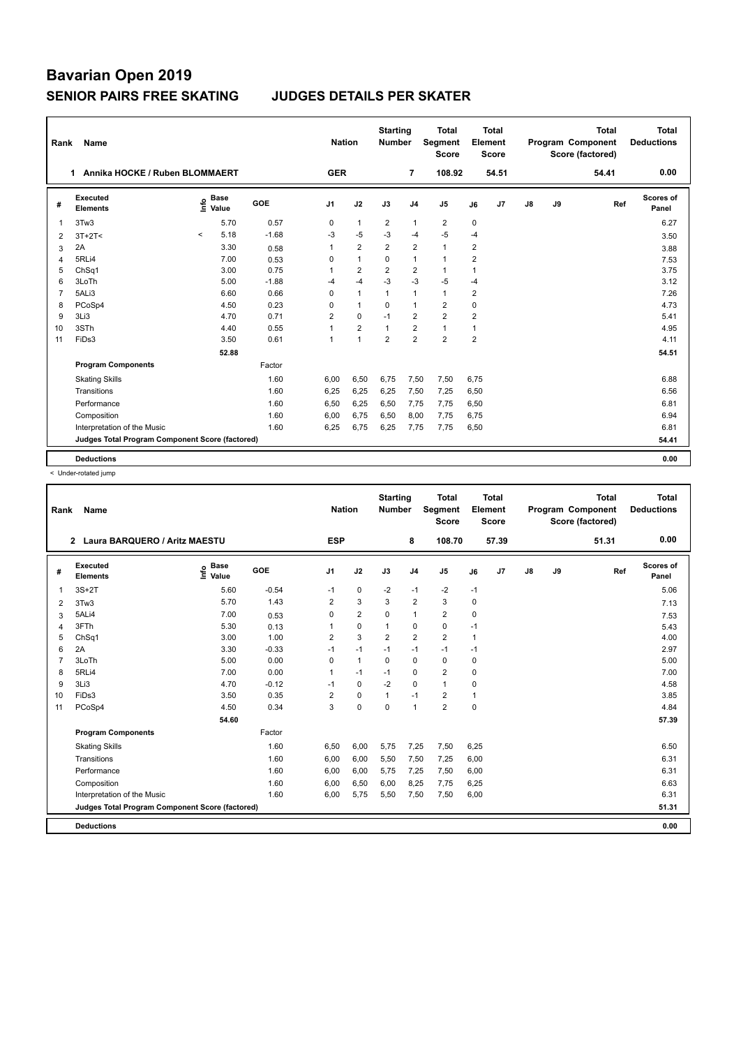# Bavarian Open 2019

## SENIOR PAIRS FREE SKATING JUDGES DETAILS PER SKATER

| Rank | Name | Nation | Starting Number | Total Segment Score | Total Element Score | Total Program Component Score (factored) | Total Deductions |
|---|---|---|---|---|---|---|---|
| 1 | Annika HOCKE / Ruben BLOMMAERT | GER | 7 | 108.92 | 54.51 | 54.41 | 0.00 |

| # | Executed Elements | Info | Base Value | GOE | J1 | J2 | J3 | J4 | J5 | J6 | J7 | J8 | J9 | Ref | Scores of Panel |
|---|---|---|---|---|---|---|---|---|---|---|---|---|---|---|---|
| 1 | 3Tw3 | | 5.70 | 0.57 | 0 | 1 | 2 | 1 | 2 | 0 | | | | | 6.27 |
| 2 | 3T+2T< | < | 5.18 | -1.68 | -3 | -5 | -3 | -4 | -5 | -4 | | | | | 3.50 |
| 3 | 2A | | 3.30 | 0.58 | 1 | 2 | 2 | 2 | 1 | 2 | | | | | 3.88 |
| 4 | 5RLi4 | | 7.00 | 0.53 | 0 | 1 | 0 | 1 | 1 | 2 | | | | | 7.53 |
| 5 | ChSq1 | | 3.00 | 0.75 | 1 | 2 | 2 | 2 | 1 | 1 | | | | | 3.75 |
| 6 | 3LoTh | | 5.00 | -1.88 | -4 | -4 | -3 | -3 | -5 | -4 | | | | | 3.12 |
| 7 | 5ALi3 | | 6.60 | 0.66 | 0 | 1 | 1 | 1 | 1 | 2 | | | | | 7.26 |
| 8 | PCoSp4 | | 4.50 | 0.23 | 0 | 1 | 0 | 1 | 2 | 0 | | | | | 4.73 |
| 9 | 3Li3 | | 4.70 | 0.71 | 2 | 0 | -1 | 2 | 2 | 2 | | | | | 5.41 |
| 10 | 3STh | | 4.40 | 0.55 | 1 | 2 | 1 | 2 | 1 | 1 | | | | | 4.95 |
| 11 | FiDs3 | | 3.50 | 0.61 | 1 | 1 | 2 | 2 | 2 | 2 | | | | | 4.11 |
| | | | 52.88 | | | | | | | | | | | | 54.51 |
| | **Program Components** | | | Factor | | | | | | | | | | | |
| | Skating Skills | | | 1.60 | 6,00 | 6,50 | 6,75 | 7,50 | 7,50 | 6,75 | | | | | 6.88 |
| | Transitions | | | 1.60 | 6,25 | 6,25 | 6,25 | 7,50 | 7,25 | 6,50 | | | | | 6.56 |
| | Performance | | | 1.60 | 6,50 | 6,25 | 6,50 | 7,75 | 7,75 | 6,50 | | | | | 6.81 |
| | Composition | | | 1.60 | 6,00 | 6,75 | 6,50 | 8,00 | 7,75 | 6,75 | | | | | 6.94 |
| | Interpretation of the Music | | | 1.60 | 6,25 | 6,75 | 6,25 | 7,75 | 7,75 | 6,50 | | | | | 6.81 |
| | **Judges Total Program Component Score (factored)** | | | | | | | | | | | | | | 54.41 |
| | **Deductions** | | | | | | | | | | | | | | 0.00 |

< Under-rotated jump

| Rank | Name | Nation | Starting Number | Total Segment Score | Total Element Score | Total Program Component Score (factored) | Total Deductions |
|---|---|---|---|---|---|---|---|
| 2 | Laura BARQUERO / Aritz MAESTU | ESP | 8 | 108.70 | 57.39 | 51.31 | 0.00 |

| # | Executed Elements | Info | Base Value | GOE | J1 | J2 | J3 | J4 | J5 | J6 | J7 | J8 | J9 | Ref | Scores of Panel |
|---|---|---|---|---|---|---|---|---|---|---|---|---|---|---|---|
| 1 | 3S+2T | | 5.60 | -0.54 | -1 | 0 | -2 | -1 | -2 | -1 | | | | | 5.06 |
| 2 | 3Tw3 | | 5.70 | 1.43 | 2 | 3 | 3 | 2 | 3 | 0 | | | | | 7.13 |
| 3 | 5ALi4 | | 7.00 | 0.53 | 0 | 2 | 0 | 1 | 2 | 0 | | | | | 7.53 |
| 4 | 3FTh | | 5.30 | 0.13 | 1 | 0 | 1 | 0 | 0 | -1 | | | | | 5.43 |
| 5 | ChSq1 | | 3.00 | 1.00 | 2 | 3 | 2 | 2 | 2 | 1 | | | | | 4.00 |
| 6 | 2A | | 3.30 | -0.33 | -1 | -1 | -1 | -1 | -1 | -1 | | | | | 2.97 |
| 7 | 3LoTh | | 5.00 | 0.00 | 0 | 1 | 0 | 0 | 0 | 0 | | | | | 5.00 |
| 8 | 5RLi4 | | 7.00 | 0.00 | 1 | -1 | -1 | 0 | 2 | 0 | | | | | 7.00 |
| 9 | 3Li3 | | 4.70 | -0.12 | -1 | 0 | -2 | 0 | 1 | 0 | | | | | 4.58 |
| 10 | FiDs3 | | 3.50 | 0.35 | 2 | 0 | 1 | -1 | 2 | 1 | | | | | 3.85 |
| 11 | PCoSp4 | | 4.50 | 0.34 | 3 | 0 | 0 | 1 | 2 | 0 | | | | | 4.84 |
| | | | 54.60 | | | | | | | | | | | | 57.39 |
| | **Program Components** | | | Factor | | | | | | | | | | | |
| | Skating Skills | | | 1.60 | 6,50 | 6,00 | 5,75 | 7,25 | 7,50 | 6,25 | | | | | 6.50 |
| | Transitions | | | 1.60 | 6,00 | 6,00 | 5,50 | 7,50 | 7,25 | 6,00 | | | | | 6.31 |
| | Performance | | | 1.60 | 6,00 | 6,00 | 5,75 | 7,25 | 7,50 | 6,00 | | | | | 6.31 |
| | Composition | | | 1.60 | 6,00 | 6,50 | 6,00 | 8,25 | 7,75 | 6,25 | | | | | 6.63 |
| | Interpretation of the Music | | | 1.60 | 6,00 | 5,75 | 5,50 | 7,50 | 7,50 | 6,00 | | | | | 6.31 |
| | **Judges Total Program Component Score (factored)** | | | | | | | | | | | | | | 51.31 |
| | **Deductions** | | | | | | | | | | | | | | 0.00 |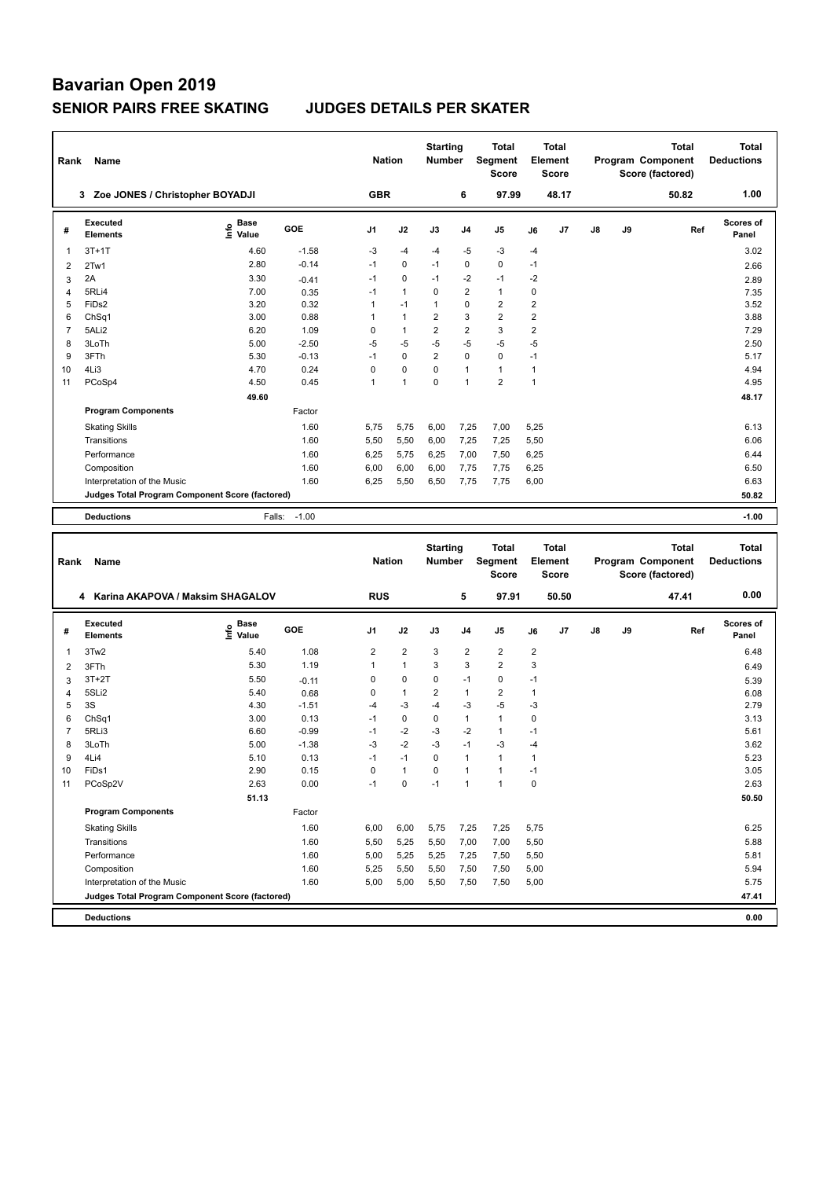# Bavarian Open 2019

## SENIOR PAIRS FREE SKATING JUDGES DETAILS PER SKATER

| Rank | Name | Nation | Starting Number | Total Segment Score | Total Element Score | Total Program Component Score (factored) | Total Deductions |
|---|---|---|---|---|---|---|---|
| 3 | Zoe JONES / Christopher BOYADJI | GBR | 6 | 97.99 | 48.17 | 50.82 | 1.00 |

| # | Executed Elements | Info | Base Value | GOE | J1 | J2 | J3 | J4 | J5 | J6 | J7 | J8 | J9 | Ref | Scores of Panel |
|---|---|---|---|---|---|---|---|---|---|---|---|---|---|---|---|
| 1 | 3T+1T | | 4.60 | -1.58 | -3 | -4 | -4 | -5 | -3 | -4 | | | | | 3.02 |
| 2 | 2Tw1 | | 2.80 | -0.14 | -1 | 0 | -1 | 0 | 0 | -1 | | | | | 2.66 |
| 3 | 2A | | 3.30 | -0.41 | -1 | 0 | -1 | -2 | -1 | -2 | | | | | 2.89 |
| 4 | 5RLi4 | | 7.00 | 0.35 | -1 | 1 | 0 | 2 | 1 | 0 | | | | | 7.35 |
| 5 | FiDs2 | | 3.20 | 0.32 | 1 | -1 | 1 | 0 | 2 | 2 | | | | | 3.52 |
| 6 | ChSq1 | | 3.00 | 0.88 | 1 | 1 | 2 | 3 | 2 | 2 | | | | | 3.88 |
| 7 | 5ALi2 | | 6.20 | 1.09 | 0 | 1 | 2 | 2 | 3 | 2 | | | | | 7.29 |
| 8 | 3LoTh | | 5.00 | -2.50 | -5 | -5 | -5 | -5 | -5 | -5 | | | | | 2.50 |
| 9 | 3FTh | | 5.30 | -0.13 | -1 | 0 | 2 | 0 | 0 | -1 | | | | | 5.17 |
| 10 | 4Li3 | | 4.70 | 0.24 | 0 | 0 | 0 | 1 | 1 | 1 | | | | | 4.94 |
| 11 | PCoSp4 | | 4.50 | 0.45 | 1 | 1 | 0 | 1 | 2 | 1 | | | | | 4.95 |
| | | | 49.60 | | | | | | | | | | | | 48.17 |
| | **Program Components** | | | Factor | | | | | | | | | | | |
| | Skating Skills | | | 1.60 | 5,75 | 5,75 | 6,00 | 7,25 | 7,00 | 5,25 | | | | | 6.13 |
| | Transitions | | | 1.60 | 5,50 | 5,50 | 6,00 | 7,25 | 7,25 | 5,50 | | | | | 6.06 |
| | Performance | | | 1.60 | 6,25 | 5,75 | 6,25 | 7,00 | 7,50 | 6,25 | | | | | 6.44 |
| | Composition | | | 1.60 | 6,00 | 6,00 | 6,00 | 7,75 | 7,75 | 6,25 | | | | | 6.50 |
| | Interpretation of the Music | | | 1.60 | 6,25 | 5,50 | 6,50 | 7,75 | 7,75 | 6,00 | | | | | 6.63 |
| | **Judges Total Program Component Score (factored)** | | | | | | | | | | | | | | 50.82 |
| | **Deductions** | | Falls: | -1.00 | | | | | | | | | | | -1.00 |

| Rank | Name | Nation | Starting Number | Total Segment Score | Total Element Score | Total Program Component Score (factored) | Total Deductions |
|---|---|---|---|---|---|---|---|
| 4 | Karina AKAPOVA / Maksim SHAGALOV | RUS | 5 | 97.91 | 50.50 | 47.41 | 0.00 |

| # | Executed Elements | Info | Base Value | GOE | J1 | J2 | J3 | J4 | J5 | J6 | J7 | J8 | J9 | Ref | Scores of Panel |
|---|---|---|---|---|---|---|---|---|---|---|---|---|---|---|---|
| 1 | 3Tw2 | | 5.40 | 1.08 | 2 | 2 | 3 | 2 | 2 | 2 | | | | | 6.48 |
| 2 | 3FTh | | 5.30 | 1.19 | 1 | 1 | 3 | 3 | 2 | 3 | | | | | 6.49 |
| 3 | 3T+2T | | 5.50 | -0.11 | 0 | 0 | 0 | -1 | 0 | -1 | | | | | 5.39 |
| 4 | 5SLi2 | | 5.40 | 0.68 | 0 | 1 | 2 | 1 | 2 | 1 | | | | | 6.08 |
| 5 | 3S | | 4.30 | -1.51 | -4 | -3 | -4 | -3 | -5 | -3 | | | | | 2.79 |
| 6 | ChSq1 | | 3.00 | 0.13 | -1 | 0 | 0 | 1 | 1 | 0 | | | | | 3.13 |
| 7 | 5RLi3 | | 6.60 | -0.99 | -1 | -2 | -3 | -2 | 1 | -1 | | | | | 5.61 |
| 8 | 3LoTh | | 5.00 | -1.38 | -3 | -2 | -3 | -1 | -3 | -4 | | | | | 3.62 |
| 9 | 4Li4 | | 5.10 | 0.13 | -1 | -1 | 0 | 1 | 1 | 1 | | | | | 5.23 |
| 10 | FiDs1 | | 2.90 | 0.15 | 0 | 1 | 0 | 1 | 1 | -1 | | | | | 3.05 |
| 11 | PCoSp2V | | 2.63 | 0.00 | -1 | 0 | -1 | 1 | 1 | 0 | | | | | 2.63 |
| | | | 51.13 | | | | | | | | | | | | 50.50 |
| | **Program Components** | | | Factor | | | | | | | | | | | |
| | Skating Skills | | | 1.60 | 6,00 | 6,00 | 5,75 | 7,25 | 7,25 | 5,75 | | | | | 6.25 |
| | Transitions | | | 1.60 | 5,50 | 5,25 | 5,50 | 7,00 | 7,00 | 5,50 | | | | | 5.88 |
| | Performance | | | 1.60 | 5,00 | 5,25 | 5,25 | 7,25 | 7,50 | 5,50 | | | | | 5.81 |
| | Composition | | | 1.60 | 5,25 | 5,50 | 5,50 | 7,50 | 7,50 | 5,00 | | | | | 5.94 |
| | Interpretation of the Music | | | 1.60 | 5,00 | 5,00 | 5,50 | 7,50 | 7,50 | 5,00 | | | | | 5.75 |
| | **Judges Total Program Component Score (factored)** | | | | | | | | | | | | | | 47.41 |
| | **Deductions** | | | | | | | | | | | | | | 0.00 |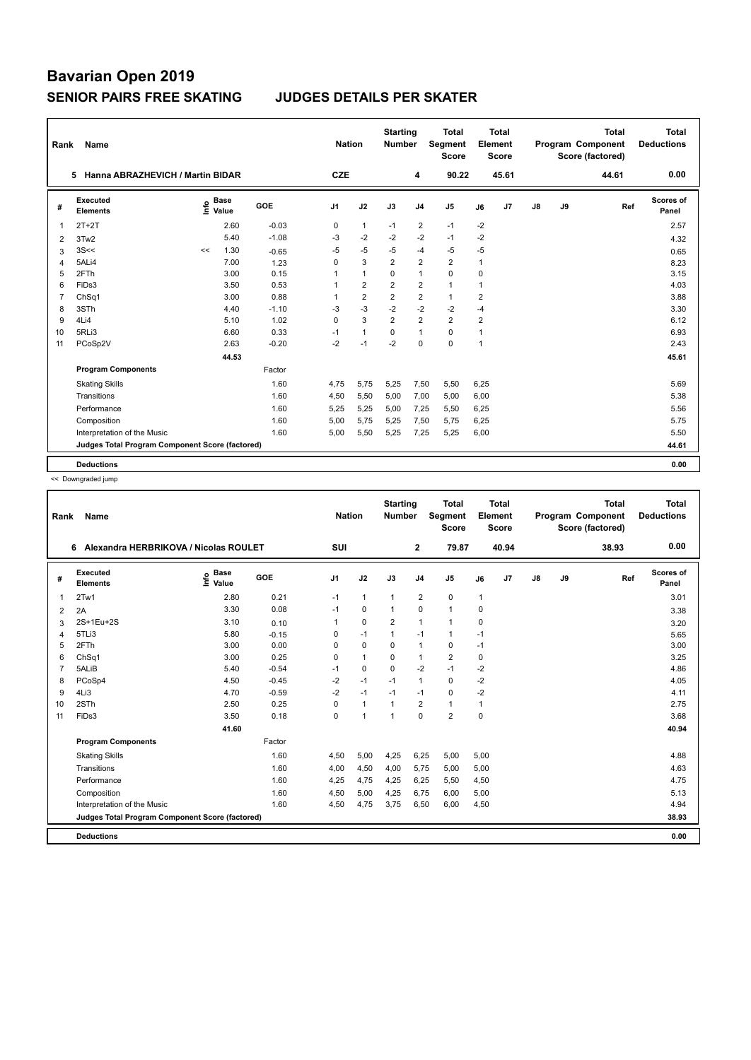# Bavarian Open 2019

## SENIOR PAIRS FREE SKATING — JUDGES DETAILS PER SKATER

| Rank | Name | Nation | Starting Number | Total Segment Score | Total Element Score | Total Program Component Score (factored) | Total Deductions |
|---|---|---|---|---|---|---|---|
| 5 | Hanna ABRAZHEVICH / Martin BIDAR | CZE | 4 | 90.22 | 45.61 | 44.61 | 0.00 |

| # | Executed Elements | Info | Base Value | GOE | J1 | J2 | J3 | J4 | J5 | J6 | J7 | J8 | J9 | Ref | Scores of Panel |
|---|---|---|---|---|---|---|---|---|---|---|---|---|---|---|---|
| 1 | 2T+2T | | 2.60 | -0.03 | 0 | 1 | -1 | 2 | -1 | -2 | | | | | 2.57 |
| 2 | 3Tw2 | | 5.40 | -1.08 | -3 | -2 | -2 | -2 | -1 | -2 | | | | | 4.32 |
| 3 | 3S<< | << | 1.30 | -0.65 | -5 | -5 | -5 | -4 | -5 | -5 | | | | | 0.65 |
| 4 | 5ALi4 | | 7.00 | 1.23 | 0 | 3 | 2 | 2 | 2 | 1 | | | | | 8.23 |
| 5 | 2FTh | | 3.00 | 0.15 | 1 | 1 | 0 | 1 | 0 | 0 | | | | | 3.15 |
| 6 | FiDs3 | | 3.50 | 0.53 | 1 | 2 | 2 | 2 | 1 | 1 | | | | | 4.03 |
| 7 | ChSq1 | | 3.00 | 0.88 | 1 | 2 | 2 | 2 | 1 | 2 | | | | | 3.88 |
| 8 | 3STh | | 4.40 | -1.10 | -3 | -3 | -2 | -2 | -2 | -4 | | | | | 3.30 |
| 9 | 4Li4 | | 5.10 | 1.02 | 0 | 3 | 2 | 2 | 2 | 2 | | | | | 6.12 |
| 10 | 5RLi3 | | 6.60 | 0.33 | -1 | 1 | 0 | 1 | 0 | 1 | | | | | 6.93 |
| 11 | PCoSp2V | | 2.63 | -0.20 | -2 | -1 | -2 | 0 | 0 | 1 | | | | | 2.43 |
| | | | 44.53 | | | | | | | | | | | | 45.61 |

| Program Components | Factor | J1 | J2 | J3 | J4 | J5 | J6 | J7 | J8 | J9 | Scores of Panel |
|---|---|---|---|---|---|---|---|---|---|---|---|
| Skating Skills | 1.60 | 4,75 | 5,75 | 5,25 | 7,50 | 5,50 | 6,25 | | | | 5.69 |
| Transitions | 1.60 | 4,50 | 5,50 | 5,00 | 7,00 | 5,00 | 6,00 | | | | 5.38 |
| Performance | 1.60 | 5,25 | 5,25 | 5,00 | 7,25 | 5,50 | 6,25 | | | | 5.56 |
| Composition | 1.60 | 5,00 | 5,75 | 5,25 | 7,50 | 5,75 | 6,25 | | | | 5.75 |
| Interpretation of the Music | 1.60 | 5,00 | 5,50 | 5,25 | 7,25 | 5,25 | 6,00 | | | | 5.50 |
| Judges Total Program Component Score (factored) | | | | | | | | | | | 44.61 |

**Deductions** 0.00

<< Downgraded jump

| Rank | Name | Nation | Starting Number | Total Segment Score | Total Element Score | Total Program Component Score (factored) | Total Deductions |
|---|---|---|---|---|---|---|---|
| 6 | Alexandra HERBRIKOVA / Nicolas ROULET | SUI | 2 | 79.87 | 40.94 | 38.93 | 0.00 |

| # | Executed Elements | Info | Base Value | GOE | J1 | J2 | J3 | J4 | J5 | J6 | J7 | J8 | J9 | Ref | Scores of Panel |
|---|---|---|---|---|---|---|---|---|---|---|---|---|---|---|---|
| 1 | 2Tw1 | | 2.80 | 0.21 | -1 | 1 | 1 | 2 | 0 | 1 | | | | | 3.01 |
| 2 | 2A | | 3.30 | 0.08 | -1 | 0 | 1 | 0 | 1 | 0 | | | | | 3.38 |
| 3 | 2S+1Eu+2S | | 3.10 | 0.10 | 1 | 0 | 2 | 1 | 1 | 0 | | | | | 3.20 |
| 4 | 5TLi3 | | 5.80 | -0.15 | 0 | -1 | 1 | -1 | 1 | -1 | | | | | 5.65 |
| 5 | 2FTh | | 3.00 | 0.00 | 0 | 0 | 0 | 1 | 0 | -1 | | | | | 3.00 |
| 6 | ChSq1 | | 3.00 | 0.25 | 0 | 1 | 0 | 1 | 2 | 0 | | | | | 3.25 |
| 7 | 5ALiB | | 5.40 | -0.54 | -1 | 0 | 0 | -2 | -1 | -2 | | | | | 4.86 |
| 8 | PCoSp4 | | 4.50 | -0.45 | -2 | -1 | -1 | 1 | 0 | -2 | | | | | 4.05 |
| 9 | 4Li3 | | 4.70 | -0.59 | -2 | -1 | -1 | -1 | 0 | -2 | | | | | 4.11 |
| 10 | 2STh | | 2.50 | 0.25 | 0 | 1 | 1 | 2 | 1 | 1 | | | | | 2.75 |
| 11 | FiDs3 | | 3.50 | 0.18 | 0 | 1 | 1 | 0 | 2 | 0 | | | | | 3.68 |
| | | | 41.60 | | | | | | | | | | | | 40.94 |

| Program Components | Factor | J1 | J2 | J3 | J4 | J5 | J6 | J7 | J8 | J9 | Scores of Panel |
|---|---|---|---|---|---|---|---|---|---|---|---|
| Skating Skills | 1.60 | 4,50 | 5,00 | 4,25 | 6,25 | 5,00 | 5,00 | | | | 4.88 |
| Transitions | 1.60 | 4,00 | 4,50 | 4,00 | 5,75 | 5,00 | 5,00 | | | | 4.63 |
| Performance | 1.60 | 4,25 | 4,75 | 4,25 | 6,25 | 5,50 | 4,50 | | | | 4.75 |
| Composition | 1.60 | 4,50 | 5,00 | 4,25 | 6,75 | 6,00 | 5,00 | | | | 5.13 |
| Interpretation of the Music | 1.60 | 4,50 | 4,75 | 3,75 | 6,50 | 6,00 | 4,50 | | | | 4.94 |
| Judges Total Program Component Score (factored) | | | | | | | | | | | 38.93 |

**Deductions** 0.00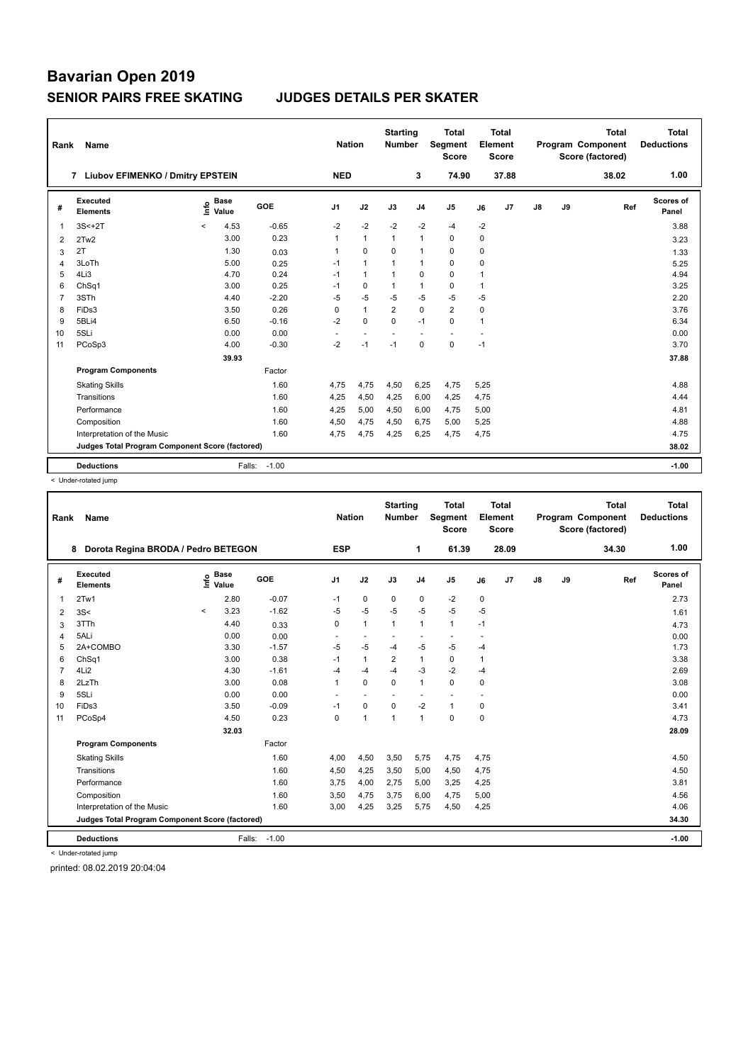# Bavarian Open 2019

## SENIOR PAIRS FREE SKATING    JUDGES DETAILS PER SKATER

| Rank | Name | Nation | Starting Number | Total Segment Score | Total Element Score | Total Program Component Score (factored) | Total Deductions |
|---|---|---|---|---|---|---|---|
| 7 | Liubov EFIMENKO / Dmitry EPSTEIN | NED | 3 | 74.90 | 37.88 | 38.02 | 1.00 |

| # | Executed Elements | Info | Base Value | GOE | J1 | J2 | J3 | J4 | J5 | J6 | J7 | J8 | J9 | Ref | Scores of Panel |
|---|---|---|---|---|---|---|---|---|---|---|---|---|---|---|---|
| 1 | 3S<+2T | < | 4.53 | -0.65 | -2 | -2 | -2 | -2 | -4 | -2 | | | | | 3.88 |
| 2 | 2Tw2 | | 3.00 | 0.23 | 1 | 1 | 1 | 1 | 0 | 0 | | | | | 3.23 |
| 3 | 2T | | 1.30 | 0.03 | 1 | 0 | 0 | 1 | 0 | 0 | | | | | 1.33 |
| 4 | 3LoTh | | 5.00 | 0.25 | -1 | 1 | 1 | 1 | 0 | 0 | | | | | 5.25 |
| 5 | 4Li3 | | 4.70 | 0.24 | -1 | 1 | 1 | 0 | 0 | 1 | | | | | 4.94 |
| 6 | ChSq1 | | 3.00 | 0.25 | -1 | 0 | 1 | 1 | 0 | 1 | | | | | 3.25 |
| 7 | 3STh | | 4.40 | -2.20 | -5 | -5 | -5 | -5 | -5 | -5 | | | | | 2.20 |
| 8 | FiDs3 | | 3.50 | 0.26 | 0 | 1 | 2 | 0 | 2 | 0 | | | | | 3.76 |
| 9 | 5BLi4 | | 6.50 | -0.16 | -2 | 0 | 0 | -1 | 0 | 1 | | | | | 6.34 |
| 10 | 5SLi | | 0.00 | 0.00 | - | - | - | - | - | - | | | | | 0.00 |
| 11 | PCoSp3 | | 4.00 | -0.30 | -2 | -1 | -1 | 0 | 0 | -1 | | | | | 3.70 |
| | | | 39.93 | | | | | | | | | | | | 37.88 |
| | **Program Components** | | | Factor | | | | | | | | | | | |
| | Skating Skills | | | 1.60 | 4,75 | 4,75 | 4,50 | 6,25 | 4,75 | 5,25 | | | | | 4.88 |
| | Transitions | | | 1.60 | 4,25 | 4,50 | 4,25 | 6,00 | 4,25 | 4,75 | | | | | 4.44 |
| | Performance | | | 1.60 | 4,25 | 5,00 | 4,50 | 6,00 | 4,75 | 5,00 | | | | | 4.81 |
| | Composition | | | 1.60 | 4,50 | 4,75 | 4,50 | 6,75 | 5,00 | 5,25 | | | | | 4.88 |
| | Interpretation of the Music | | | 1.60 | 4,75 | 4,75 | 4,25 | 6,25 | 4,75 | 4,75 | | | | | 4.75 |
| | **Judges Total Program Component Score (factored)** | | | | | | | | | | | | | | 38.02 |
| | **Deductions** | | Falls: | -1.00 | | | | | | | | | | | -1.00 |

< Under-rotated jump

| Rank | Name | Nation | Starting Number | Total Segment Score | Total Element Score | Total Program Component Score (factored) | Total Deductions |
|---|---|---|---|---|---|---|---|
| 8 | Dorota Regina BRODA / Pedro BETEGON | ESP | 1 | 61.39 | 28.09 | 34.30 | 1.00 |

| # | Executed Elements | Info | Base Value | GOE | J1 | J2 | J3 | J4 | J5 | J6 | J7 | J8 | J9 | Ref | Scores of Panel |
|---|---|---|---|---|---|---|---|---|---|---|---|---|---|---|---|
| 1 | 2Tw1 | | 2.80 | -0.07 | -1 | 0 | 0 | 0 | -2 | 0 | | | | | 2.73 |
| 2 | 3S< | < | 3.23 | -1.62 | -5 | -5 | -5 | -5 | -5 | -5 | | | | | 1.61 |
| 3 | 3TTh | | 4.40 | 0.33 | 0 | 1 | 1 | 1 | 1 | -1 | | | | | 4.73 |
| 4 | 5ALi | | 0.00 | 0.00 | - | - | - | - | - | - | | | | | 0.00 |
| 5 | 2A+COMBO | | 3.30 | -1.57 | -5 | -5 | -4 | -5 | -5 | -4 | | | | | 1.73 |
| 6 | ChSq1 | | 3.00 | 0.38 | -1 | 1 | 2 | 1 | 0 | 1 | | | | | 3.38 |
| 7 | 4Li2 | | 4.30 | -1.61 | -4 | -4 | -4 | -3 | -2 | -4 | | | | | 2.69 |
| 8 | 2LzTh | | 3.00 | 0.08 | 1 | 0 | 0 | 1 | 0 | 0 | | | | | 3.08 |
| 9 | 5SLi | | 0.00 | 0.00 | - | - | - | - | - | - | | | | | 0.00 |
| 10 | FiDs3 | | 3.50 | -0.09 | -1 | 0 | 0 | -2 | 1 | 0 | | | | | 3.41 |
| 11 | PCoSp4 | | 4.50 | 0.23 | 0 | 1 | 1 | 1 | 0 | 0 | | | | | 4.73 |
| | | | 32.03 | | | | | | | | | | | | 28.09 |
| | **Program Components** | | | Factor | | | | | | | | | | | |
| | Skating Skills | | | 1.60 | 4,00 | 4,50 | 3,50 | 5,75 | 4,75 | 4,75 | | | | | 4.50 |
| | Transitions | | | 1.60 | 4,50 | 4,25 | 3,50 | 5,00 | 4,50 | 4,75 | | | | | 4.50 |
| | Performance | | | 1.60 | 3,75 | 4,00 | 2,75 | 5,00 | 3,25 | 4,25 | | | | | 3.81 |
| | Composition | | | 1.60 | 3,50 | 4,75 | 3,75 | 6,00 | 4,75 | 5,00 | | | | | 4.56 |
| | Interpretation of the Music | | | 1.60 | 3,00 | 4,25 | 3,25 | 5,75 | 4,50 | 4,25 | | | | | 4.06 |
| | **Judges Total Program Component Score (factored)** | | | | | | | | | | | | | | 34.30 |
| | **Deductions** | | Falls: | -1.00 | | | | | | | | | | | -1.00 |

< Under-rotated jump

printed: 08.02.2019 20:04:04